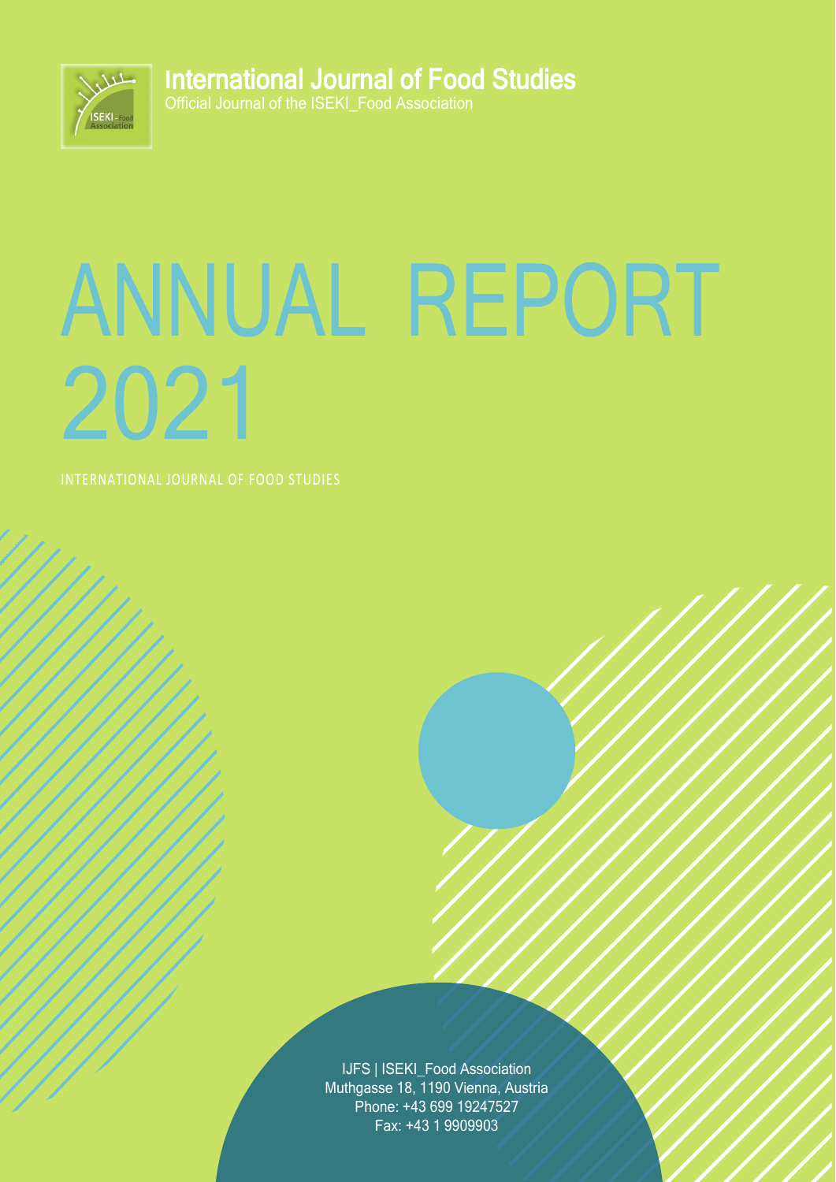International Journal of Food Studies

Official Journal of the ISEKI_Food Association

# ANNUAL REPORT 2021

INTERNATIONAL JOURNAL OF FOOD STUDIES

IJFS | ISEKI_Food Association
Muthgasse 18, 1190 Vienna, Austria
Phone: +43 699 19247527
Fax: +43 1 9909903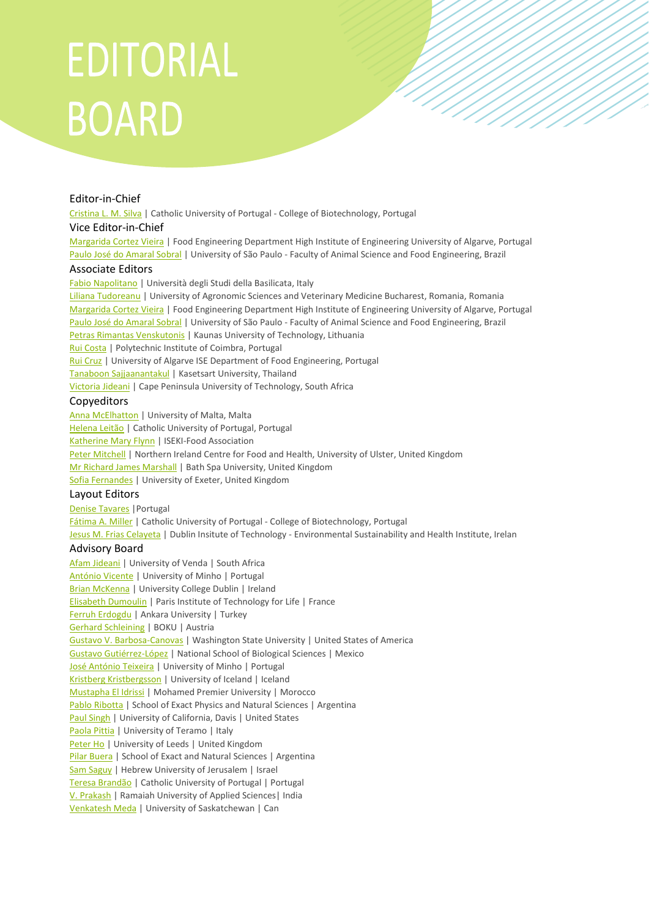# EDITORIAL BOARD

## Editor-in-Chief

Cristina L. M. Silva | Catholic University of Portugal - College of Biotechnology, Portugal

## Vice Editor-in-Chief

Margarida Cortez Vieira | Food Engineering Department High Institute of Engineering University of Algarve, Portugal
Paulo José do Amaral Sobral | University of São Paulo - Faculty of Animal Science and Food Engineering, Brazil

## Associate Editors

Fabio Napolitano | Università degli Studi della Basilicata, Italy
Liliana Tudoreanu | University of Agronomic Sciences and Veterinary Medicine Bucharest, Romania, Romania
Margarida Cortez Vieira | Food Engineering Department High Institute of Engineering University of Algarve, Portugal
Paulo José do Amaral Sobral | University of São Paulo - Faculty of Animal Science and Food Engineering, Brazil
Petras Rimantas Venskutonis | Kaunas University of Technology, Lithuania
Rui Costa | Polytechnic Institute of Coimbra, Portugal
Rui Cruz | University of Algarve ISE Department of Food Engineering, Portugal
Tanaboon Sajjaanantakul | Kasetsart University, Thailand
Victoria Jideani | Cape Peninsula University of Technology, South Africa

## Copyeditors

Anna McElhatton | University of Malta, Malta
Helena Leitão | Catholic University of Portugal, Portugal
Katherine Mary Flynn | ISEKI-Food Association
Peter Mitchell | Northern Ireland Centre for Food and Health, University of Ulster, United Kingdom
Mr Richard James Marshall | Bath Spa University, United Kingdom
Sofia Fernandes | University of Exeter, United Kingdom

## Layout Editors

Denise Tavares |Portugal
Fátima A. Miller | Catholic University of Portugal - College of Biotechnology, Portugal
Jesus M. Frias Celayeta | Dublin Insitute of Technology - Environmental Sustainability and Health Institute, Irelan

## Advisory Board

Afam Jideani | University of Venda | South Africa
António Vicente | University of Minho | Portugal
Brian McKenna | University College Dublin | Ireland
Elisabeth Dumoulin | Paris Institute of Technology for Life | France
Ferruh Erdogdu | Ankara University | Turkey
Gerhard Schleining | BOKU | Austria
Gustavo V. Barbosa-Canovas | Washington State University | United States of America
Gustavo Gutiérrez-López | National School of Biological Sciences | Mexico
José António Teixeira | University of Minho | Portugal
Kristberg Kristbergsson | University of Iceland | Iceland
Mustapha El Idrissi | Mohamed Premier University | Morocco
Pablo Ribotta | School of Exact Physics and Natural Sciences | Argentina
Paul Singh | University of California, Davis | United States
Paola Pittia | University of Teramo | Italy
Peter Ho | University of Leeds | United Kingdom
Pilar Buera | School of Exact and Natural Sciences | Argentina
Sam Saguy | Hebrew University of Jerusalem | Israel
Teresa Brandão | Catholic University of Portugal | Portugal
V. Prakash | Ramaiah University of Applied Sciences| India
Venkatesh Meda | University of Saskatchewan | Can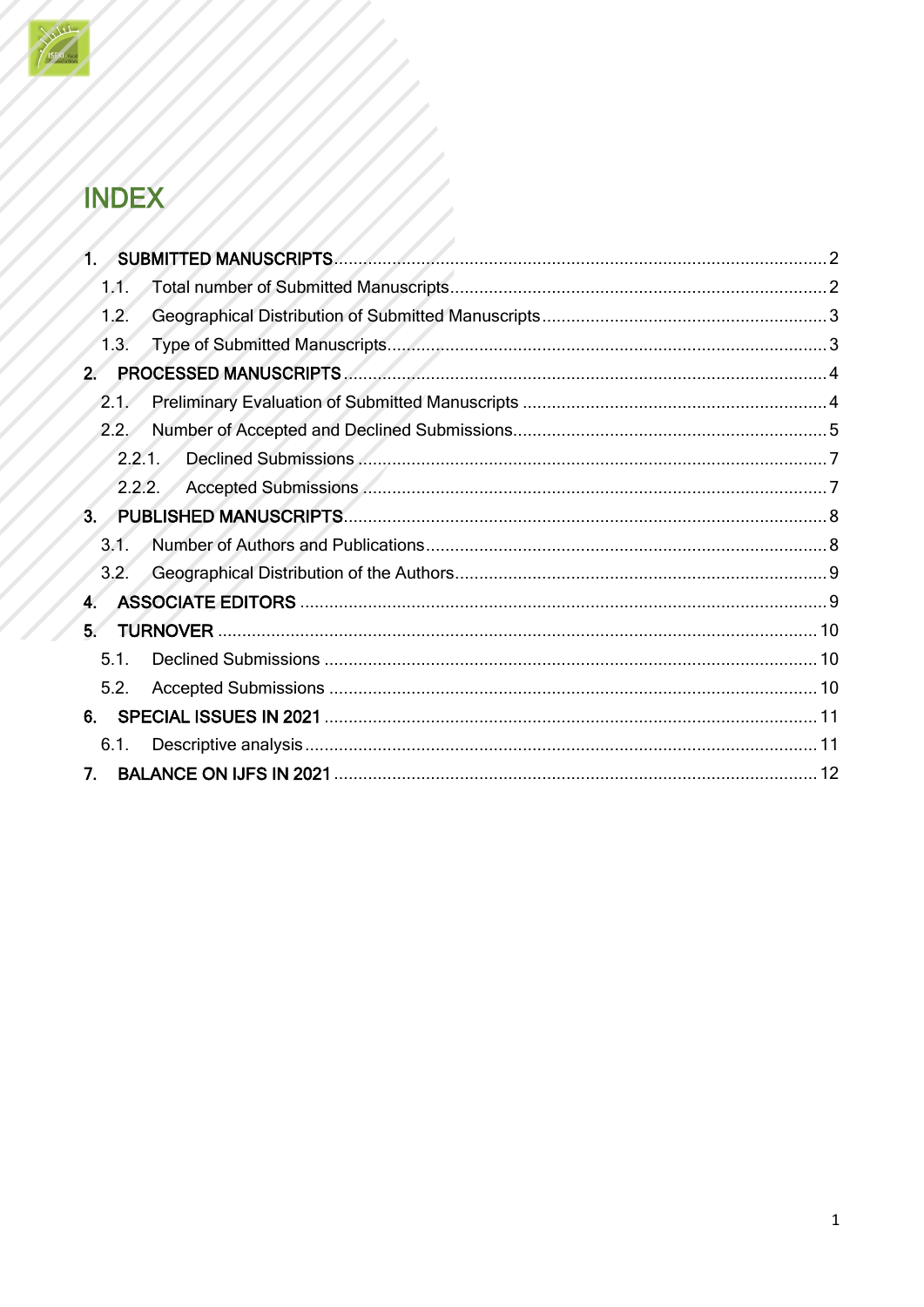# INDEX

1. SUBMITTED MANUSCRIPTS ..... 2
   1.1. Total number of Submitted Manuscripts ..... 2
   1.2. Geographical Distribution of Submitted Manuscripts ..... 3
   1.3. Type of Submitted Manuscripts ..... 3
2. PROCESSED MANUSCRIPTS ..... 4
   2.1. Preliminary Evaluation of Submitted Manuscripts ..... 4
   2.2. Number of Accepted and Declined Submissions ..... 5
      2.2.1. Declined Submissions ..... 7
      2.2.2. Accepted Submissions ..... 7
3. PUBLISHED MANUSCRIPTS ..... 8
   3.1. Number of Authors and Publications ..... 8
   3.2. Geographical Distribution of the Authors ..... 9
4. ASSOCIATE EDITORS ..... 9
5. TURNOVER ..... 10
   5.1. Declined Submissions ..... 10
   5.2. Accepted Submissions ..... 10
6. SPECIAL ISSUES IN 2021 ..... 11
   6.1. Descriptive analysis ..... 11
7. BALANCE ON IJFS IN 2021 ..... 12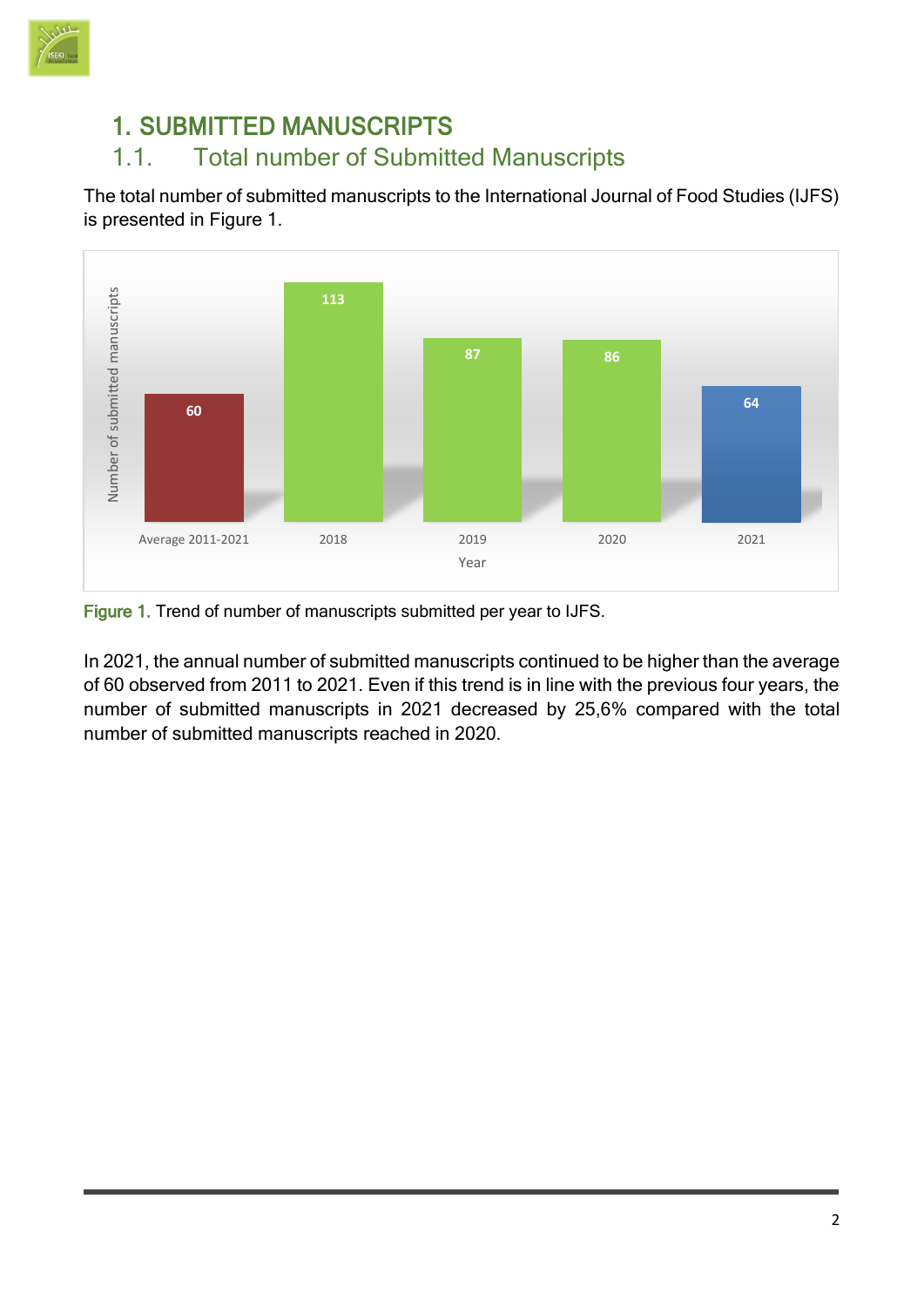# 1. SUBMITTED MANUSCRIPTS

## 1.1. Total number of Submitted Manuscripts

The total number of submitted manuscripts to the International Journal of Food Studies (IJFS) is presented in Figure 1.

| Year | Number of submitted manuscripts |
| --- | --- |
| Average 2011-2021 | 60 |
| 2018 | 113 |
| 2019 | 87 |
| 2020 | 86 |
| 2021 | 64 |

Figure 1. Trend of number of manuscripts submitted per year to IJFS.

In 2021, the annual number of submitted manuscripts continued to be higher than the average of 60 observed from 2011 to 2021. Even if this trend is in line with the previous four years, the number of submitted manuscripts in 2021 decreased by 25,6% compared with the total number of submitted manuscripts reached in 2020.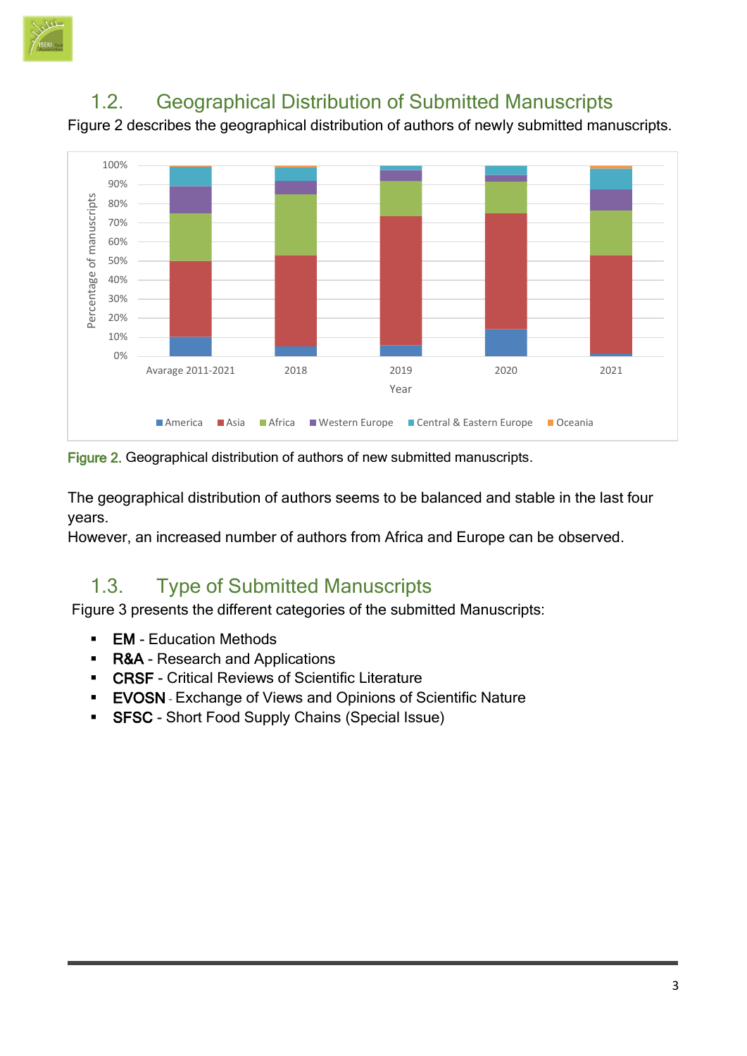## 1.2. Geographical Distribution of Submitted Manuscripts

Figure 2 describes the geographical distribution of authors of newly submitted manuscripts.

**Figure 2.** Geographical distribution of authors of new submitted manuscripts.

The geographical distribution of authors seems to be balanced and stable in the last four years.

However, an increased number of authors from Africa and Europe can be observed.

## 1.3. Type of Submitted Manuscripts

Figure 3 presents the different categories of the submitted Manuscripts:

- **EM** - Education Methods
- **R&A** - Research and Applications
- **CRSF** - Critical Reviews of Scientific Literature
- **EVOSN** - Exchange of Views and Opinions of Scientific Nature
- **SFSC** - Short Food Supply Chains (Special Issue)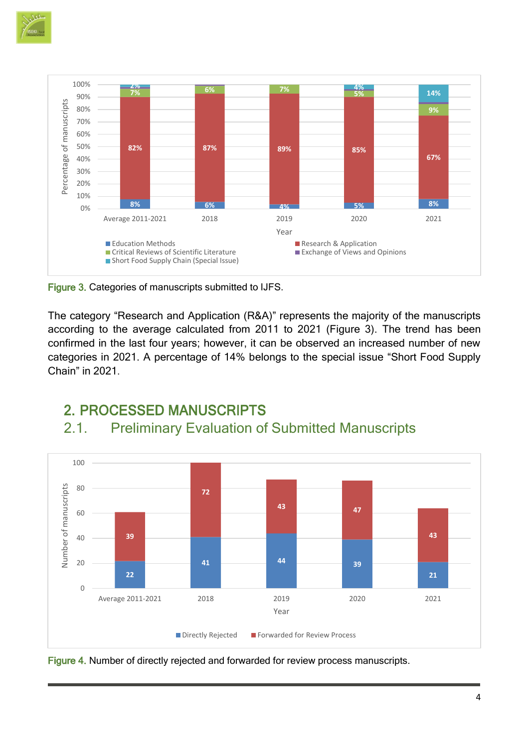Figure 3. Categories of manuscripts submitted to IJFS.

The category “Research and Application (R&A)” represents the majority of the manuscripts according to the average calculated from 2011 to 2021 (Figure 3). The trend has been confirmed in the last four years; however, it can be observed an increased number of new categories in 2021. A percentage of 14% belongs to the special issue “Short Food Supply Chain” in 2021.

# 2. PROCESSED MANUSCRIPTS

## 2.1. Preliminary Evaluation of Submitted Manuscripts

Figure 4. Number of directly rejected and forwarded for review process manuscripts.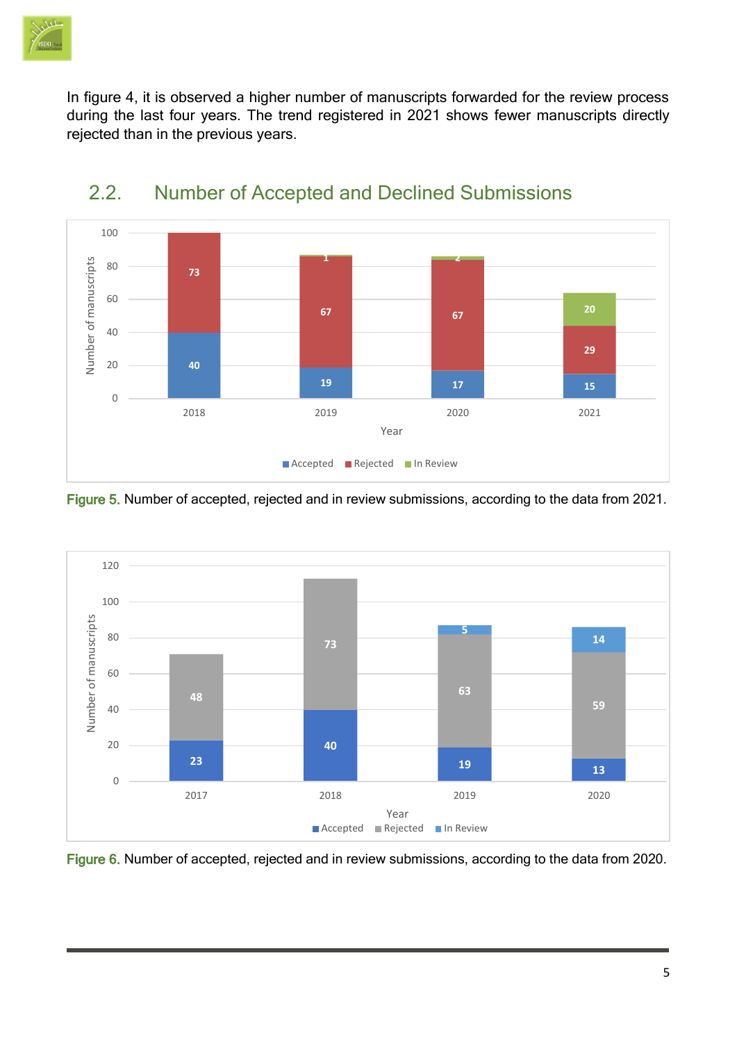In figure 4, it is observed a higher number of manuscripts forwarded for the review process during the last four years. The trend registered in 2021 shows fewer manuscripts directly rejected than in the previous years.

## 2.2. Number of Accepted and Declined Submissions

Figure 5. Number of accepted, rejected and in review submissions, according to the data from 2021.

Figure 6. Number of accepted, rejected and in review submissions, according to the data from 2020.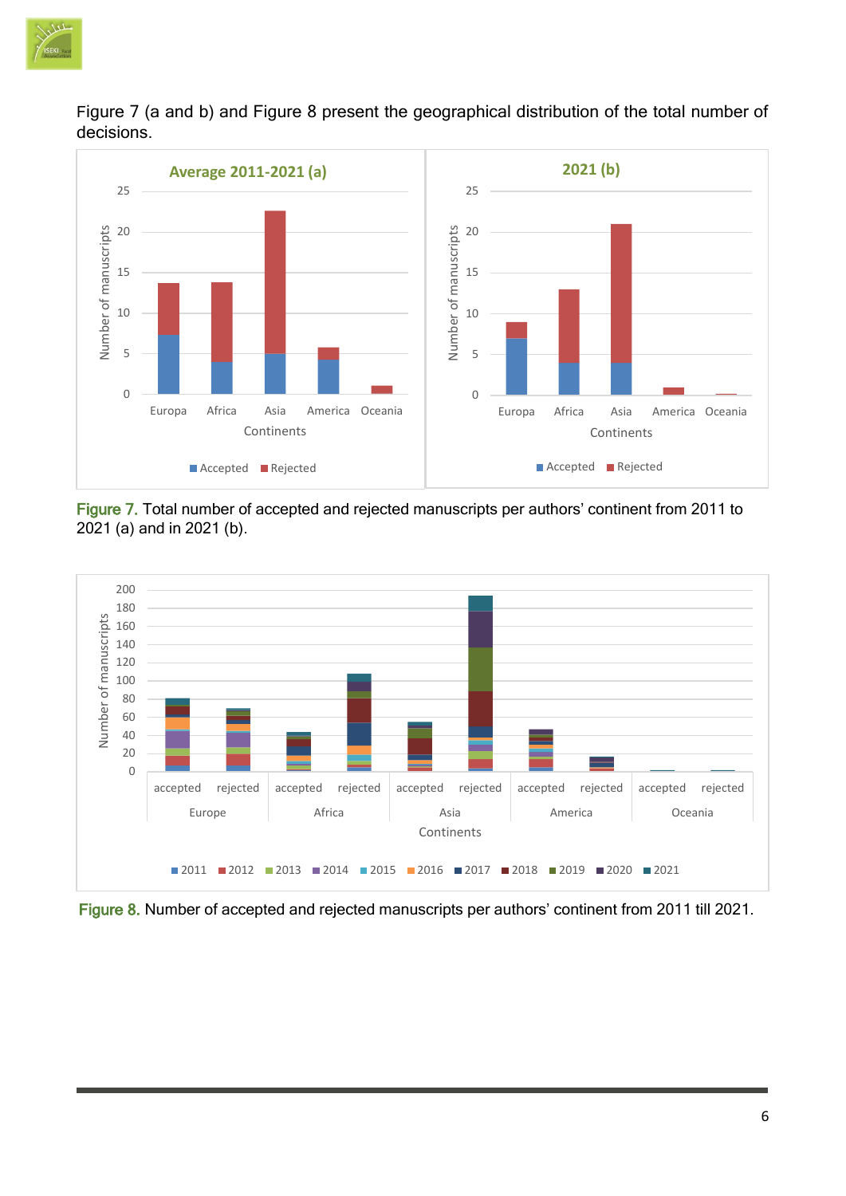Figure 7 (a and b) and Figure 8 present the geographical distribution of the total number of decisions.

**Figure 7.** Total number of accepted and rejected manuscripts per authors' continent from 2011 to 2021 (a) and in 2021 (b).

**Figure 8.** Number of accepted and rejected manuscripts per authors' continent from 2011 till 2021.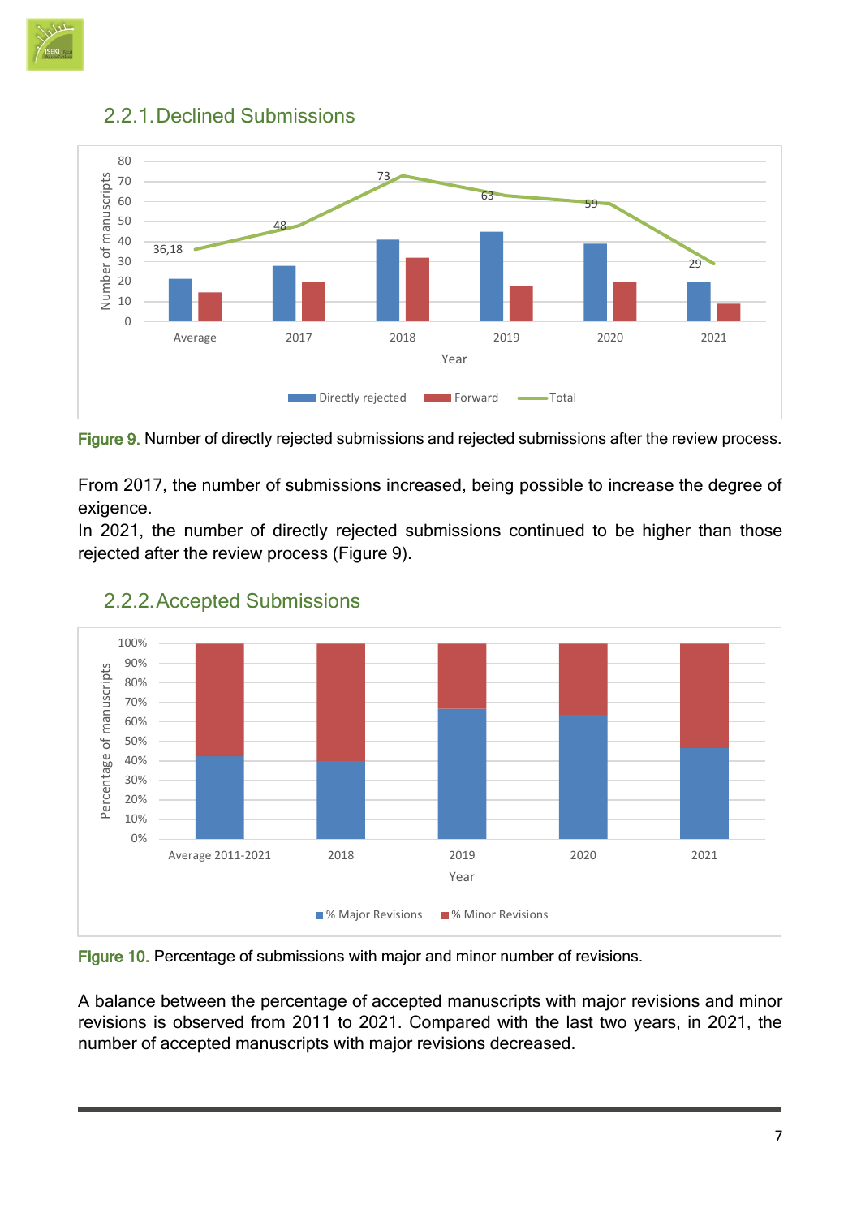### 2.2.1. Declined Submissions

Figure 9. Number of directly rejected submissions and rejected submissions after the review process.

From 2017, the number of submissions increased, being possible to increase the degree of exigence.

In 2021, the number of directly rejected submissions continued to be higher than those rejected after the review process (Figure 9).

### 2.2.2. Accepted Submissions

Figure 10. Percentage of submissions with major and minor number of revisions.

A balance between the percentage of accepted manuscripts with major revisions and minor revisions is observed from 2011 to 2021. Compared with the last two years, in 2021, the number of accepted manuscripts with major revisions decreased.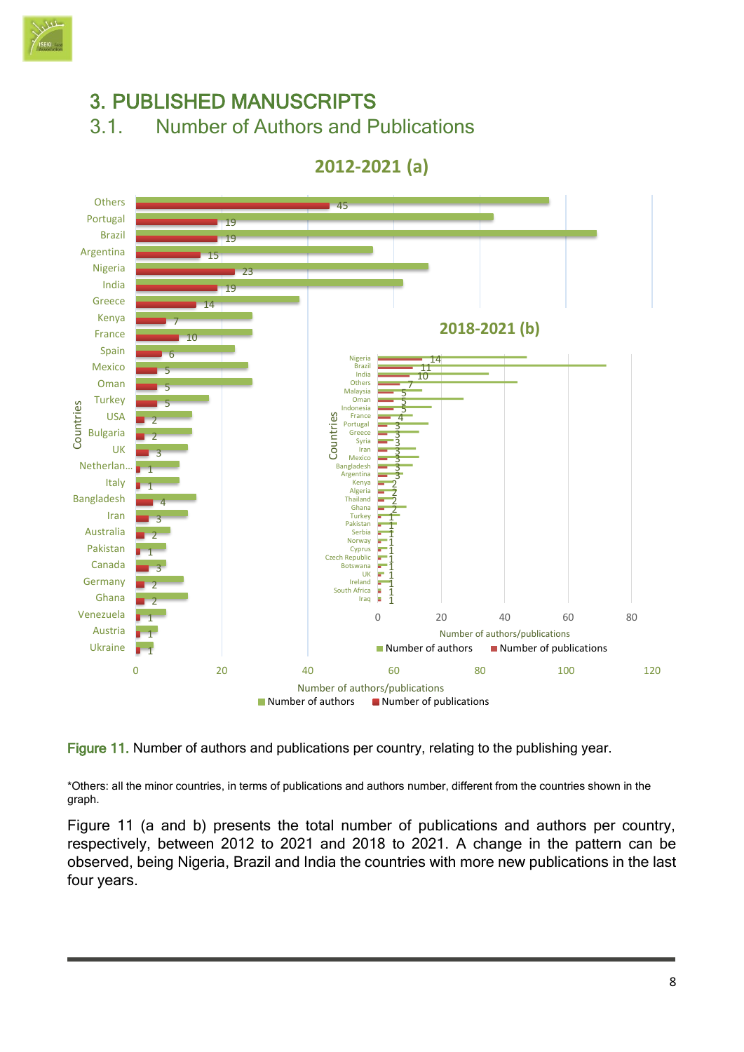# 3. PUBLISHED MANUSCRIPTS

## 3.1. Number of Authors and Publications

**Figure 11.** Number of authors and publications per country, relating to the publishing year.

*Others: all the minor countries, in terms of publications and authors number, different from the countries shown in the graph.

Figure 11 (a and b) presents the total number of publications and authors per country, respectively, between 2012 to 2021 and 2018 to 2021. A change in the pattern can be observed, being Nigeria, Brazil and India the countries with more new publications in the last four years.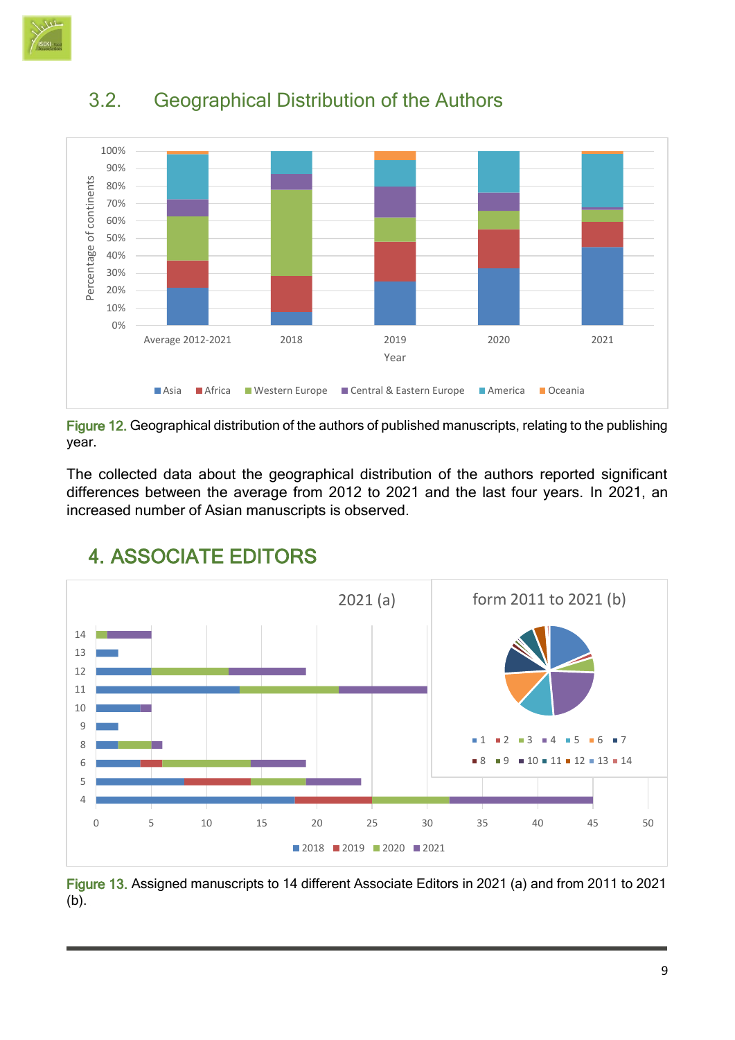## 3.2. Geographical Distribution of the Authors

Figure 12. Geographical distribution of the authors of published manuscripts, relating to the publishing year.

The collected data about the geographical distribution of the authors reported significant differences between the average from 2012 to 2021 and the last four years. In 2021, an increased number of Asian manuscripts is observed.

# 4. ASSOCIATE EDITORS

Figure 13. Assigned manuscripts to 14 different Associate Editors in 2021 (a) and from 2011 to 2021 (b).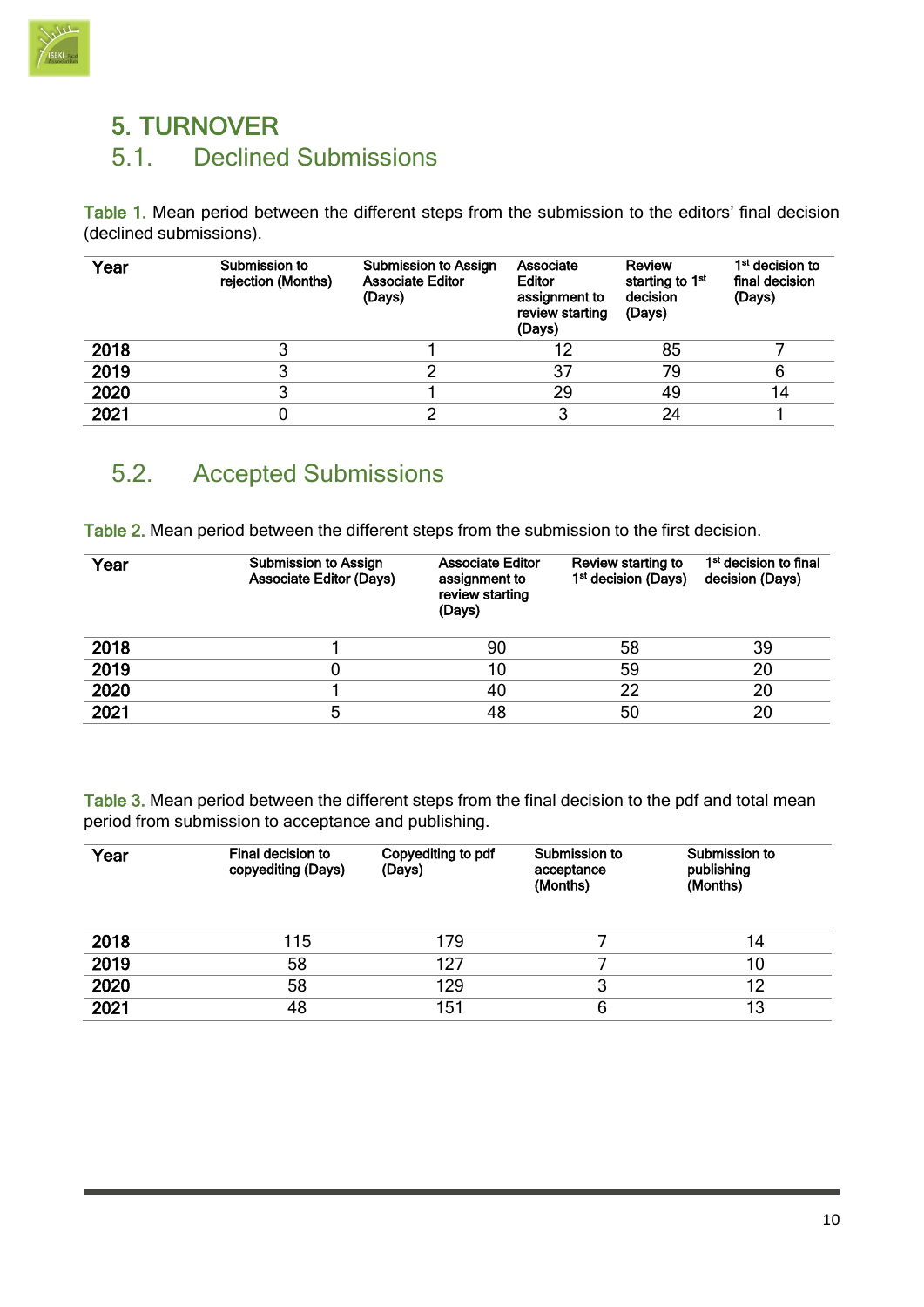# 5. TURNOVER

## 5.1. Declined Submissions

Table 1. Mean period between the different steps from the submission to the editors' final decision (declined submissions).

| Year | Submission to rejection (Months) | Submission to Assign Associate Editor (Days) | Associate Editor assignment to review starting (Days) | Review starting to 1st decision (Days) | 1st decision to final decision (Days) |
|---|---|---|---|---|---|
| 2018 | 3 | 1 | 12 | 85 | 7 |
| 2019 | 3 | 2 | 37 | 79 | 6 |
| 2020 | 3 | 1 | 29 | 49 | 14 |
| 2021 | 0 | 2 | 3 | 24 | 1 |

## 5.2. Accepted Submissions

Table 2. Mean period between the different steps from the submission to the first decision.

| Year | Submission to Assign Associate Editor (Days) | Associate Editor assignment to review starting (Days) | Review starting to 1st decision (Days) | 1st decision to final decision (Days) |
|---|---|---|---|---|
| 2018 | 1 | 90 | 58 | 39 |
| 2019 | 0 | 10 | 59 | 20 |
| 2020 | 1 | 40 | 22 | 20 |
| 2021 | 5 | 48 | 50 | 20 |

Table 3. Mean period between the different steps from the final decision to the pdf and total mean period from submission to acceptance and publishing.

| Year | Final decision to copyediting (Days) | Copyediting to pdf (Days) | Submission to acceptance (Months) | Submission to publishing (Months) |
|---|---|---|---|---|
| 2018 | 115 | 179 | 7 | 14 |
| 2019 | 58 | 127 | 7 | 10 |
| 2020 | 58 | 129 | 3 | 12 |
| 2021 | 48 | 151 | 6 | 13 |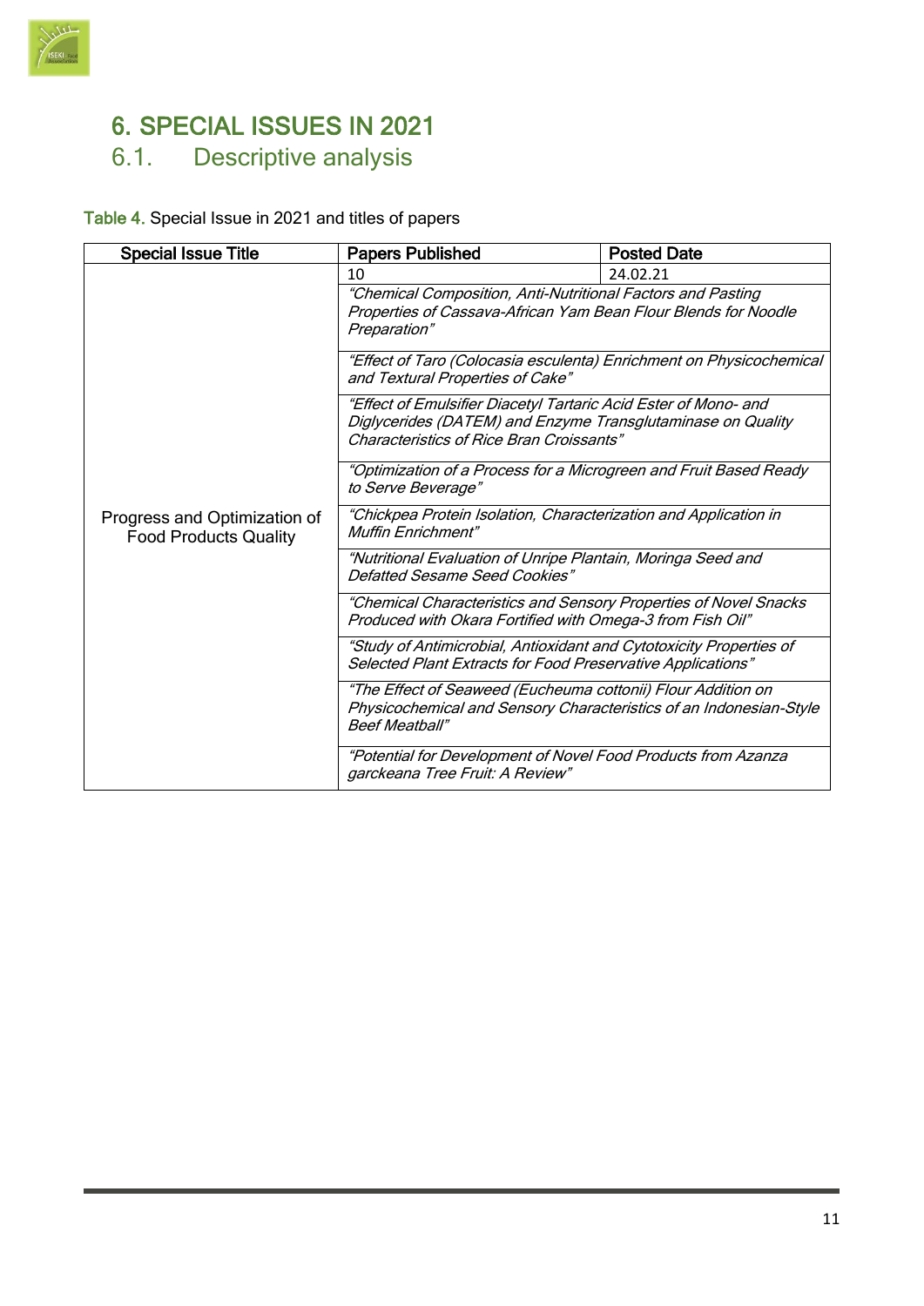# 6. SPECIAL ISSUES IN 2021

## 6.1. Descriptive analysis

Table 4. Special Issue in 2021 and titles of papers

| Special Issue Title | Papers Published | Posted Date |
|---|---|---|
| Progress and Optimization of Food Products Quality | 10 | 24.02.21 |
| | *"Chemical Composition, Anti-Nutritional Factors and Pasting Properties of Cassava-African Yam Bean Flour Blends for Noodle Preparation"* | |
| | *"Effect of Taro (Colocasia esculenta) Enrichment on Physicochemical and Textural Properties of Cake"* | |
| | *"Effect of Emulsifier Diacetyl Tartaric Acid Ester of Mono- and Diglycerides (DATEM) and Enzyme Transglutaminase on Quality Characteristics of Rice Bran Croissants"* | |
| | *"Optimization of a Process for a Microgreen and Fruit Based Ready to Serve Beverage"* | |
| | *"Chickpea Protein Isolation, Characterization and Application in Muffin Enrichment"* | |
| | *"Nutritional Evaluation of Unripe Plantain, Moringa Seed and Defatted Sesame Seed Cookies"* | |
| | *"Chemical Characteristics and Sensory Properties of Novel Snacks Produced with Okara Fortified with Omega-3 from Fish Oil"* | |
| | *"Study of Antimicrobial, Antioxidant and Cytotoxicity Properties of Selected Plant Extracts for Food Preservative Applications"* | |
| | *"The Effect of Seaweed (Eucheuma cottonii) Flour Addition on Physicochemical and Sensory Characteristics of an Indonesian-Style Beef Meatball"* | |
| | *"Potential for Development of Novel Food Products from Azanza garckeana Tree Fruit: A Review"* | |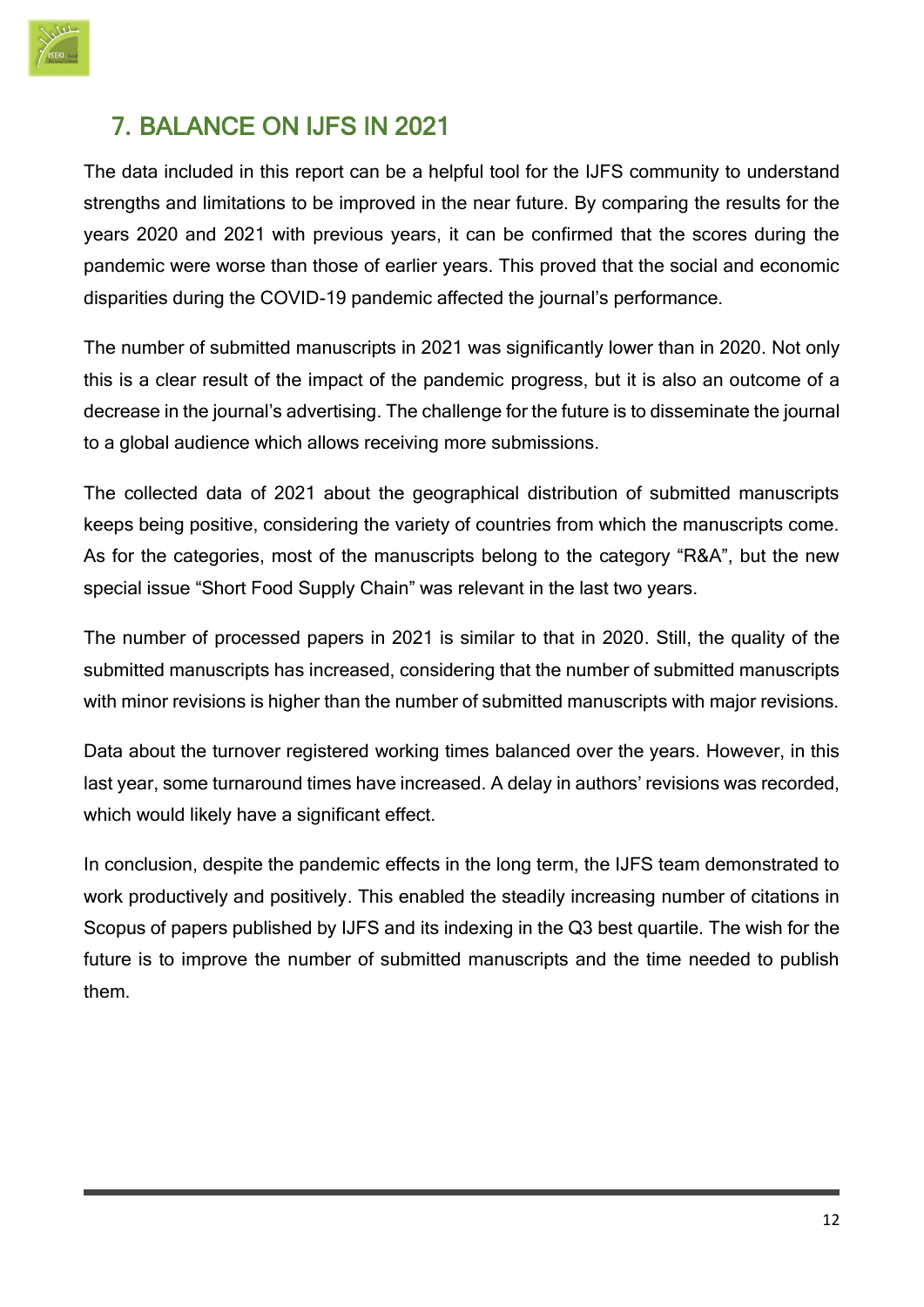## 7. BALANCE ON IJFS IN 2021

The data included in this report can be a helpful tool for the IJFS community to understand strengths and limitations to be improved in the near future. By comparing the results for the years 2020 and 2021 with previous years, it can be confirmed that the scores during the pandemic were worse than those of earlier years. This proved that the social and economic disparities during the COVID-19 pandemic affected the journal's performance.

The number of submitted manuscripts in 2021 was significantly lower than in 2020. Not only this is a clear result of the impact of the pandemic progress, but it is also an outcome of a decrease in the journal's advertising. The challenge for the future is to disseminate the journal to a global audience which allows receiving more submissions.

The collected data of 2021 about the geographical distribution of submitted manuscripts keeps being positive, considering the variety of countries from which the manuscripts come. As for the categories, most of the manuscripts belong to the category "R&A", but the new special issue "Short Food Supply Chain" was relevant in the last two years.

The number of processed papers in 2021 is similar to that in 2020. Still, the quality of the submitted manuscripts has increased, considering that the number of submitted manuscripts with minor revisions is higher than the number of submitted manuscripts with major revisions.

Data about the turnover registered working times balanced over the years. However, in this last year, some turnaround times have increased. A delay in authors' revisions was recorded, which would likely have a significant effect.

In conclusion, despite the pandemic effects in the long term, the IJFS team demonstrated to work productively and positively. This enabled the steadily increasing number of citations in Scopus of papers published by IJFS and its indexing in the Q3 best quartile. The wish for the future is to improve the number of submitted manuscripts and the time needed to publish them.